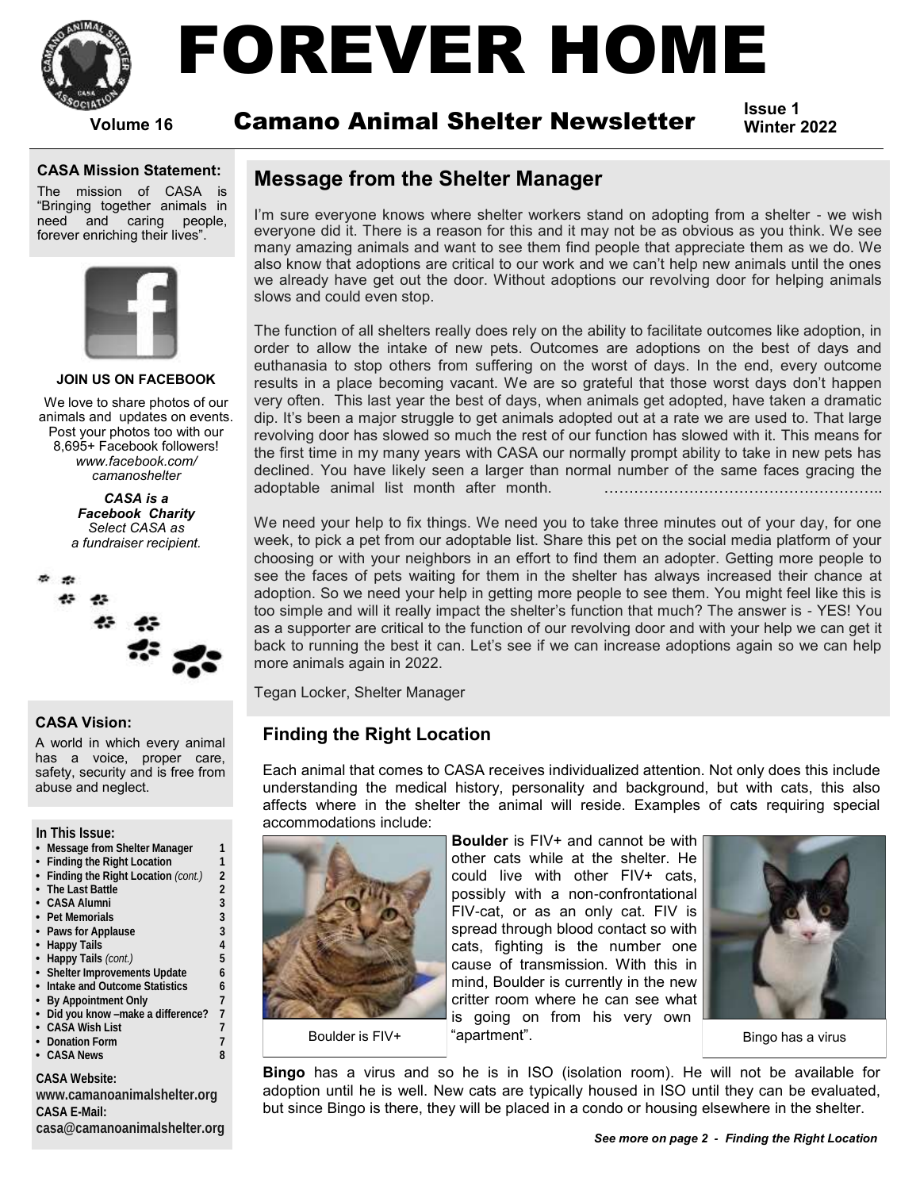# FOREVER HOME

## Camano Animal Shelter Newsletter

Volume 16 — Issue 1 — Winter 2022

**CASA Mission Statement:**

The mission of CASA is "Bringing together animals in need and caring people, forever enriching their lives".

**JOIN US ON FACEBOOK**

We love to share photos of our animals and updates on events. Post your photos too with our 8,695+ Facebook followers! *www.facebook.com/camanoshelter*

***CASA is a Facebook Charity***
*Select CASA as a fundraiser recipient.*

**CASA Vision:**

A world in which every animal has a voice, proper care, safety, security and is free from abuse and neglect.

**In This Issue:**

- Message from Shelter Manager 1
- Finding the Right Location 1
- Finding the Right Location *(cont.)* 2
- The Last Battle 2
- CASA Alumni 3
- Pet Memorials 3
- Paws for Applause 3
- Happy Tails 4
- Happy Tails *(cont.)* 5
- Shelter Improvements Update 6
- Intake and Outcome Statistics 6
- By Appointment Only 7
- Did you know –make a difference? 7
- CASA Wish List 7
- Donation Form 7
- CASA News 8

**CASA Website:**
**www.camanoanimalshelter.org**
**CASA E-Mail:**
**casa@camanoanimalshelter.org**

## Message from the Shelter Manager

I'm sure everyone knows where shelter workers stand on adopting from a shelter - we wish everyone did it. There is a reason for this and it may not be as obvious as you think. We see many amazing animals and want to see them find people that appreciate them as we do. We also know that adoptions are critical to our work and we can't help new animals until the ones we already have get out the door. Without adoptions our revolving door for helping animals slows and could even stop.

The function of all shelters really does rely on the ability to facilitate outcomes like adoption, in order to allow the intake of new pets. Outcomes are adoptions on the best of days and euthanasia to stop others from suffering on the worst of days. In the end, every outcome results in a place becoming vacant. We are so grateful that those worst days don't happen very often. This last year the best of days, when animals get adopted, have taken a dramatic dip. It's been a major struggle to get animals adopted out at a rate we are used to. That large revolving door has slowed so much the rest of our function has slowed with it. This means for the first time in my many years with CASA our normally prompt ability to take in new pets has declined. You have likely seen a larger than normal number of the same faces gracing the adoptable animal list month after month. ……………………………………………….

We need your help to fix things. We need you to take three minutes out of your day, for one week, to pick a pet from our adoptable list. Share this pet on the social media platform of your choosing or with your neighbors in an effort to find them an adopter. Getting more people to see the faces of pets waiting for them in the shelter has always increased their chance at adoption. So we need your help in getting more people to see them. You might feel like this is too simple and will it really impact the shelter's function that much? The answer is - YES! You as a supporter are critical to the function of our revolving door and with your help we can get it back to running the best it can. Let's see if we can increase adoptions again so we can help more animals again in 2022.

Tegan Locker, Shelter Manager

## Finding the Right Location

Each animal that comes to CASA receives individualized attention. Not only does this include understanding the medical history, personality and background, but with cats, this also affects where in the shelter the animal will reside. Examples of cats requiring special accommodations include:

**Boulder** is FIV+ and cannot be with other cats while at the shelter. He could live with other FIV+ cats, possibly with a non-confrontational FIV-cat, or as an only cat. FIV is spread through blood contact so with cats, fighting is the number one cause of transmission. With this in mind, Boulder is currently in the new critter room where he can see what is going on from his very own "apartment".

Boulder is FIV+

Bingo has a virus

**Bingo** has a virus and so he is in ISO (isolation room). He will not be available for adoption until he is well. New cats are typically housed in ISO until they can be evaluated, but since Bingo is there, they will be placed in a condo or housing elsewhere in the shelter.

*See more on page 2 - Finding the Right Location*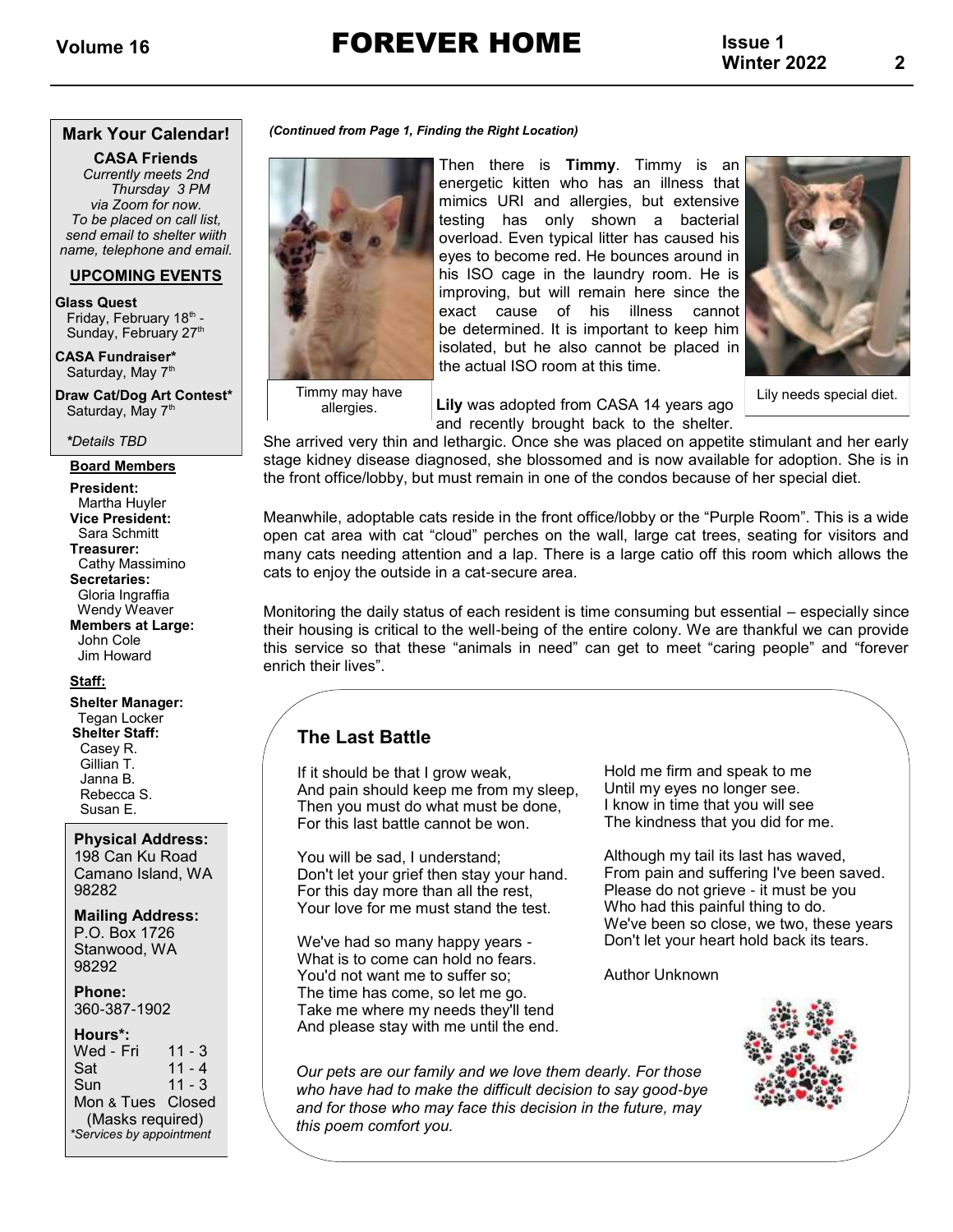## Mark Your Calendar!

**CASA Friends**

*Currently meets 2nd Thursday 3 PM via Zoom for now. To be placed on call list, send email to shelter wiith name, telephone and email.*

**UPCOMING EVENTS**

**Glass Quest**
Friday, February 18th - Sunday, February 27th

**CASA Fundraiser***
Saturday, May 7th

**Draw Cat/Dog Art Contest***
Saturday, May 7th

*\*Details TBD*

**Board Members**

**President:** Martha Huyler
**Vice President:** Sara Schmitt
**Treasurer:** Cathy Massimino
**Secretaries:** Gloria Ingraffia, Wendy Weaver
**Members at Large:** John Cole, Jim Howard

**Staff:**

**Shelter Manager:** Tegan Locker
**Shelter Staff:** Casey R., Gillian T., Janna B., Rebecca S., Susan E.

**Physical Address:**
198 Can Ku Road
Camano Island, WA 98282

**Mailing Address:**
P.O. Box 1726
Stanwood, WA 98292

**Phone:**
360-387-1902

**Hours\*:**

| | |
|---|---|
| Wed - Fri | 11 - 3 |
| Sat | 11 - 4 |
| Sun | 11 - 3 |
| Mon & Tues | Closed |

(Masks required)
*\*Services by appointment*

*(Continued from Page 1, Finding the Right Location)*

Timmy may have allergies.

Then there is **Timmy**. Timmy is an energetic kitten who has an illness that mimics URI and allergies, but extensive testing has only shown a bacterial overload. Even typical litter has caused his eyes to become red. He bounces around in his ISO cage in the laundry room. He is improving, but will remain here since the exact cause of his illness cannot be determined. It is important to keep him isolated, but he also cannot be placed in the actual ISO room at this time.

Lily needs special diet.

**Lily** was adopted from CASA 14 years ago and recently brought back to the shelter. She arrived very thin and lethargic. Once she was placed on appetite stimulant and her early stage kidney disease diagnosed, she blossomed and is now available for adoption. She is in the front office/lobby, but must remain in one of the condos because of her special diet.

Meanwhile, adoptable cats reside in the front office/lobby or the "Purple Room". This is a wide open cat area with cat "cloud" perches on the wall, large cat trees, seating for visitors and many cats needing attention and a lap. There is a large catio off this room which allows the cats to enjoy the outside in a cat-secure area.

Monitoring the daily status of each resident is time consuming but essential – especially since their housing is critical to the well-being of the entire colony. We are thankful we can provide this service so that these "animals in need" can get to meet "caring people" and "forever enrich their lives".

### The Last Battle

If it should be that I grow weak,
And pain should keep me from my sleep,
Then you must do what must be done,
For this last battle cannot be won.

You will be sad, I understand;
Don't let your grief then stay your hand.
For this day more than all the rest,
Your love for me must stand the test.

We've had so many happy years -
What is to come can hold no fears.
You'd not want me to suffer so;
The time has come, so let me go.
Take me where my needs they'll tend
And please stay with me until the end.

Hold me firm and speak to me
Until my eyes no longer see.
I know in time that you will see
The kindness that you did for me.

Although my tail its last has waved,
From pain and suffering I've been saved.
Please do not grieve - it must be you
Who had this painful thing to do.
We've been so close, we two, these years
Don't let your heart hold back its tears.

Author Unknown

*Our pets are our family and we love them dearly. For those who have had to make the difficult decision to say good-bye and for those who may face this decision in the future, may this poem comfort you.*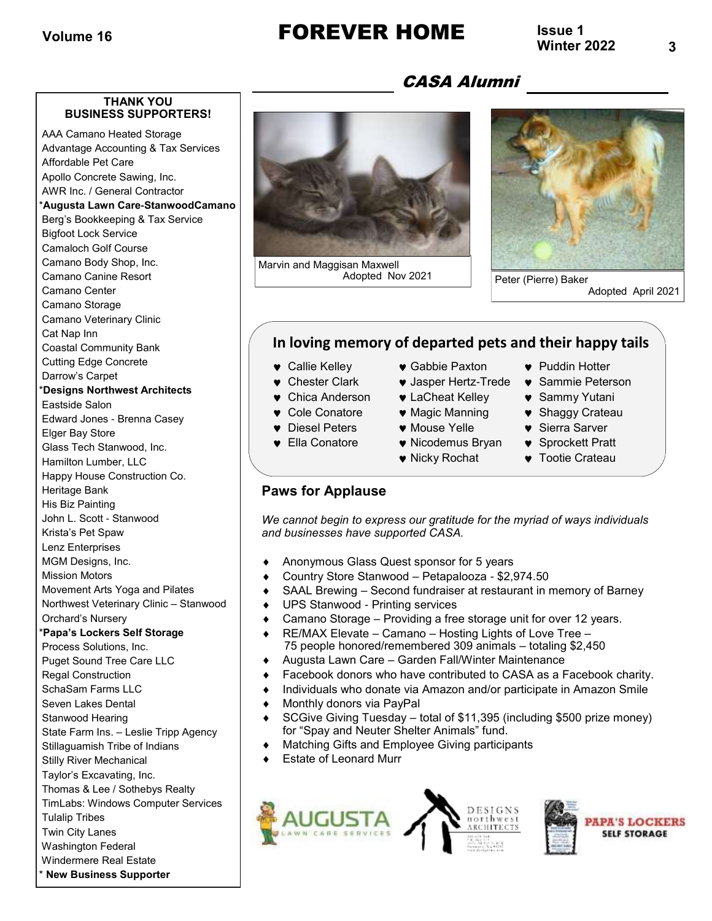## CASA Alumni

Marvin and Maggisan Maxwell
Adopted Nov 2021

Peter (Pierre) Baker
Adopted April 2021

### In loving memory of departed pets and their happy tails

- Callie Kelley
- Chester Clark
- Chica Anderson
- Cole Conatore
- Diesel Peters
- Ella Conatore
- Gabbie Paxton
- Jasper Hertz-Trede
- LaCheat Kelley
- Magic Manning
- Mouse Yelle
- Nicodemus Bryan
- Nicky Rochat
- Puddin Hotter
- Sammie Peterson
- Sammy Yutani
- Shaggy Crateau
- Sierra Sarver
- Sprockett Pratt
- Tootie Crateau

### Paws for Applause

*We cannot begin to express our gratitude for the myriad of ways individuals and businesses have supported CASA.*

- Anonymous Glass Quest sponsor for 5 years
- Country Store Stanwood – Petapalooza - $2,974.50
- SAAL Brewing – Second fundraiser at restaurant in memory of Barney
- UPS Stanwood - Printing services
- Camano Storage – Providing a free storage unit for over 12 years.
- RE/MAX Elevate – Camano – Hosting Lights of Love Tree – 75 people honored/remembered 309 animals – totaling $2,450
- Augusta Lawn Care – Garden Fall/Winter Maintenance
- Facebook donors who have contributed to CASA as a Facebook charity.
- Individuals who donate via Amazon and/or participate in Amazon Smile
- Monthly donors via PayPal
- SCGive Giving Tuesday – total of $11,395 (including $500 prize money) for "Spay and Neuter Shelter Animals" fund.
- Matching Gifts and Employee Giving participants
- Estate of Leonard Murr

AUGUSTA LAWN CARE SERVICES | DESIGNS northwest ARCHITECTS | PAPA'S LOCKERS SELF STORAGE

### THANK YOU BUSINESS SUPPORTERS!

AAA Camano Heated Storage
Advantage Accounting & Tax Services
Affordable Pet Care
Apollo Concrete Sawing, Inc.
AWR Inc. / General Contractor
*__Augusta Lawn Care-StanwoodCamano__
Berg's Bookkeeping & Tax Service
Bigfoot Lock Service
Camaloch Golf Course
Camano Body Shop, Inc.
Camano Canine Resort
Camano Center
Camano Storage
Camano Veterinary Clinic
Cat Nap Inn
Coastal Community Bank
Cutting Edge Concrete
Darrow's Carpet
*__Designs Northwest Architects__
Eastside Salon
Edward Jones - Brenna Casey
Elger Bay Store
Glass Tech Stanwood, Inc.
Hamilton Lumber, LLC
Happy House Construction Co.
Heritage Bank
His Biz Painting
John L. Scott - Stanwood
Krista's Pet Spaw
Lenz Enterprises
MGM Designs, Inc.
Mission Motors
Movement Arts Yoga and Pilates
Northwest Veterinary Clinic – Stanwood
Orchard's Nursery
*__Papa's Lockers Self Storage__
Process Solutions, Inc.
Puget Sound Tree Care LLC
Regal Construction
SchaSam Farms LLC
Seven Lakes Dental
Stanwood Hearing
State Farm Ins. – Leslie Tripp Agency
Stillaguamish Tribe of Indians
Stilly River Mechanical
Taylor's Excavating, Inc.
Thomas & Lee / Sothebys Realty
TimLabs: Windows Computer Services
Tulalip Tribes
Twin City Lanes
Washington Federal
Windermere Real Estate
* **New Business Supporter**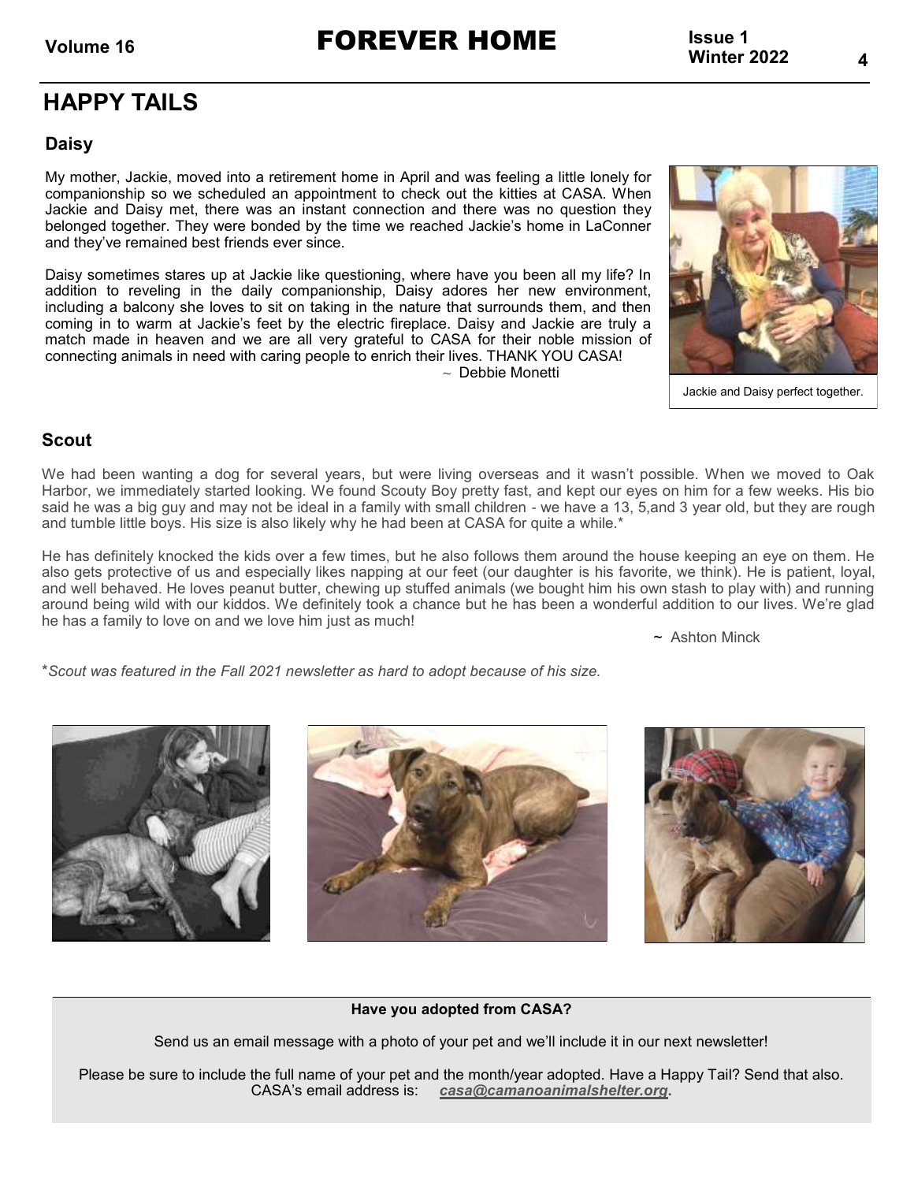## HAPPY TAILS

### Daisy

My mother, Jackie, moved into a retirement home in April and was feeling a little lonely for companionship so we scheduled an appointment to check out the kitties at CASA. When Jackie and Daisy met, there was an instant connection and there was no question they belonged together. They were bonded by the time we reached Jackie's home in LaConner and they've remained best friends ever since.

Daisy sometimes stares up at Jackie like questioning, where have you been all my life? In addition to reveling in the daily companionship, Daisy adores her new environment, including a balcony she loves to sit on taking in the nature that surrounds them, and then coming in to warm at Jackie's feet by the electric fireplace. Daisy and Jackie are truly a match made in heaven and we are all very grateful to CASA for their noble mission of connecting animals in need with caring people to enrich their lives. THANK YOU CASA!

~ Debbie Monetti

Jackie and Daisy perfect together.

### Scout

We had been wanting a dog for several years, but were living overseas and it wasn't possible. When we moved to Oak Harbor, we immediately started looking. We found Scouty Boy pretty fast, and kept our eyes on him for a few weeks. His bio said he was a big guy and may not be ideal in a family with small children - we have a 13, 5,and 3 year old, but they are rough and tumble little boys. His size is also likely why he had been at CASA for quite a while.*

He has definitely knocked the kids over a few times, but he also follows them around the house keeping an eye on them. He also gets protective of us and especially likes napping at our feet (our daughter is his favorite, we think). He is patient, loyal, and well behaved. He loves peanut butter, chewing up stuffed animals (we bought him his own stash to play with) and running around being wild with our kiddos. We definitely took a chance but he has been a wonderful addition to our lives. We're glad he has a family to love on and we love him just as much!

~ Ashton Minck

*\*Scout was featured in the Fall 2021 newsletter as hard to adopt because of his size.*

**Have you adopted from CASA?**

Send us an email message with a photo of your pet and we'll include it in our next newsletter!

Please be sure to include the full name of your pet and the month/year adopted. Have a Happy Tail? Send that also. CASA's email address is: ***casa@camanoanimalshelter.org***.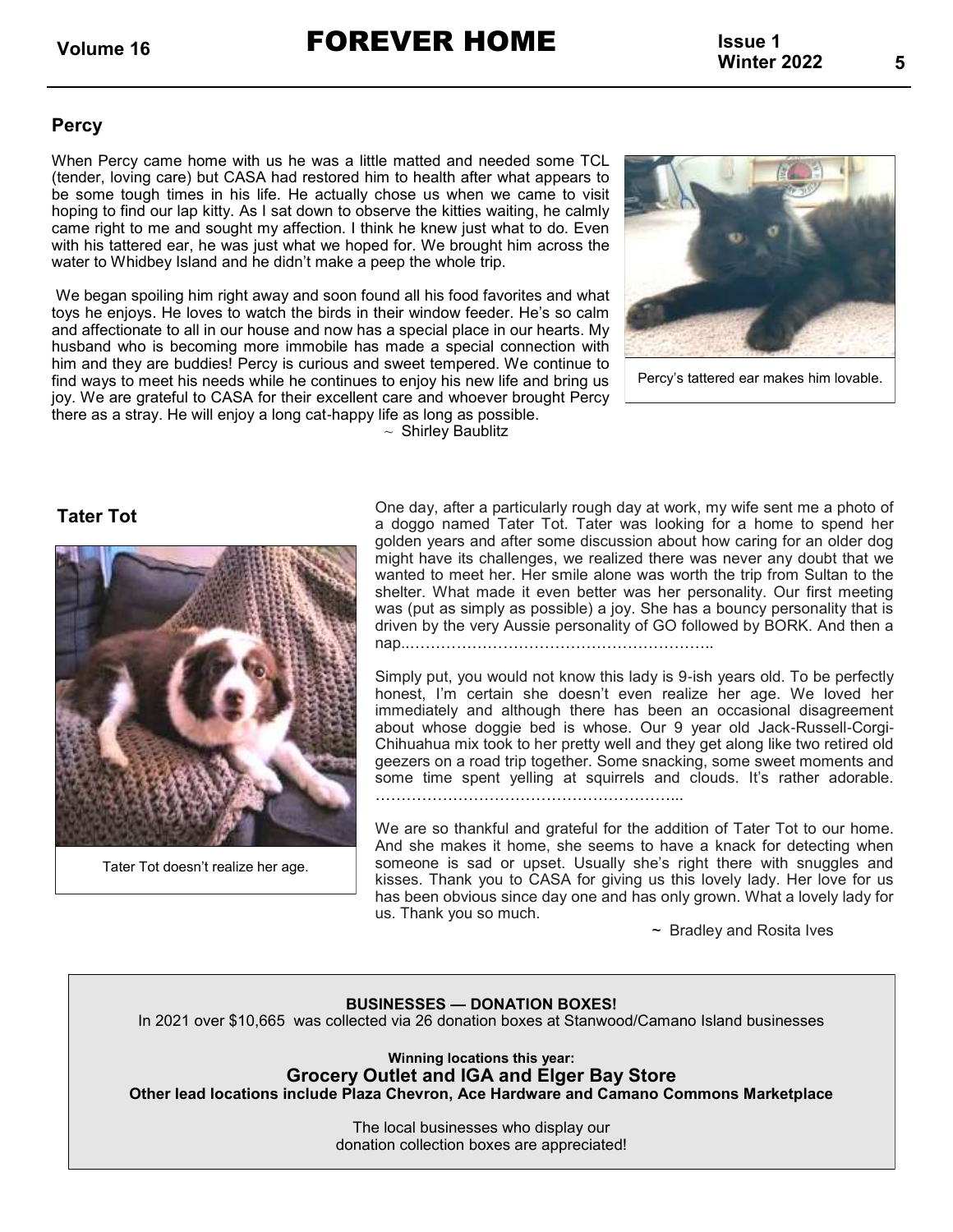## Percy

When Percy came home with us he was a little matted and needed some TCL (tender, loving care) but CASA had restored him to health after what appears to be some tough times in his life. He actually chose us when we came to visit hoping to find our lap kitty. As I sat down to observe the kitties waiting, he calmly came right to me and sought my affection. I think he knew just what to do. Even with his tattered ear, he was just what we hoped for. We brought him across the water to Whidbey Island and he didn't make a peep the whole trip.

We began spoiling him right away and soon found all his food favorites and what toys he enjoys. He loves to watch the birds in their window feeder. He's so calm and affectionate to all in our house and now has a special place in our hearts. My husband who is becoming more immobile has made a special connection with him and they are buddies! Percy is curious and sweet tempered. We continue to find ways to meet his needs while he continues to enjoy his new life and bring us joy. We are grateful to CASA for their excellent care and whoever brought Percy there as a stray. He will enjoy a long cat-happy life as long as possible.

~ Shirley Baublitz

Percy's tattered ear makes him lovable.

## Tater Tot

Tater Tot doesn't realize her age.

One day, after a particularly rough day at work, my wife sent me a photo of a doggo named Tater Tot. Tater was looking for a home to spend her golden years and after some discussion about how caring for an older dog might have its challenges, we realized there was never any doubt that we wanted to meet her. Her smile alone was worth the trip from Sultan to the shelter. What made it even better was her personality. Our first meeting was (put as simply as possible) a joy. She has a bouncy personality that is driven by the very Aussie personality of GO followed by BORK. And then a nap..……………………………………………………..

Simply put, you would not know this lady is 9-ish years old. To be perfectly honest, I'm certain she doesn't even realize her age. We loved her immediately and although there has been an occasional disagreement about whose doggie bed is whose. Our 9 year old Jack-Russell-Corgi-Chihuahua mix took to her pretty well and they get along like two retired old geezers on a road trip together. Some snacking, some sweet moments and some time spent yelling at squirrels and clouds. It's rather adorable. …………………………………………………...

We are so thankful and grateful for the addition of Tater Tot to our home. And she makes it home, she seems to have a knack for detecting when someone is sad or upset. Usually she's right there with snuggles and kisses. Thank you to CASA for giving us this lovely lady. Her love for us has been obvious since day one and has only grown. What a lovely lady for us. Thank you so much.

~ Bradley and Rosita Ives

**BUSINESSES — DONATION BOXES!**

In 2021 over $10,665 was collected via 26 donation boxes at Stanwood/Camano Island businesses

**Winning locations this year:**

**Grocery Outlet and IGA and Elger Bay Store**

**Other lead locations include Plaza Chevron, Ace Hardware and Camano Commons Marketplace**

The local businesses who display our donation collection boxes are appreciated!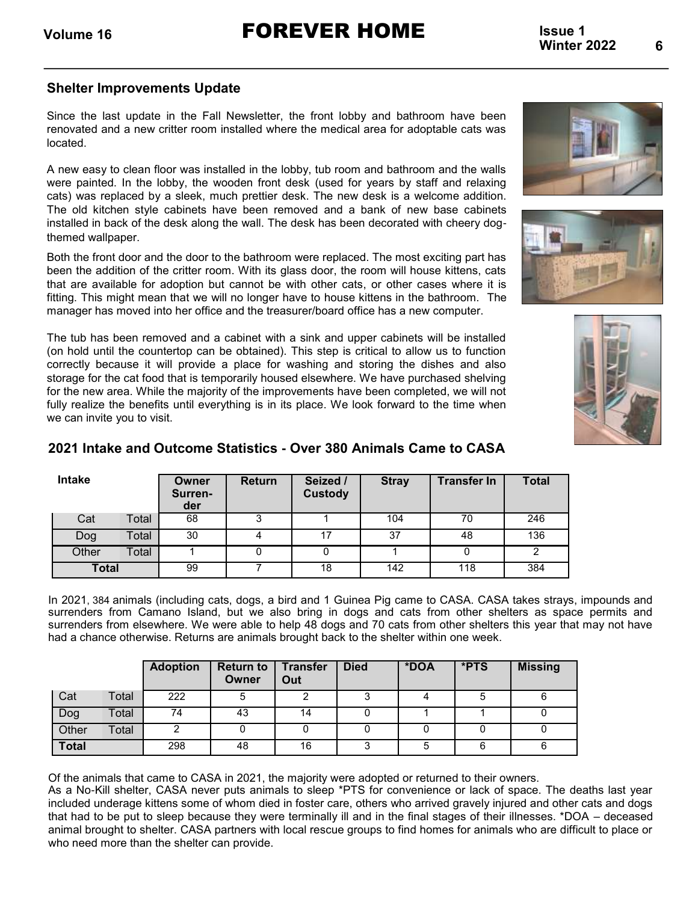## Shelter Improvements Update

Since the last update in the Fall Newsletter, the front lobby and bathroom have been renovated and a new critter room installed where the medical area for adoptable cats was located.

A new easy to clean floor was installed in the lobby, tub room and bathroom and the walls were painted. In the lobby, the wooden front desk (used for years by staff and relaxing cats) was replaced by a sleek, much prettier desk. The new desk is a welcome addition. The old kitchen style cabinets have been removed and a bank of new base cabinets installed in back of the desk along the wall. The desk has been decorated with cheery dog-themed wallpaper.

Both the front door and the door to the bathroom were replaced. The most exciting part has been the addition of the critter room. With its glass door, the room will house kittens, cats that are available for adoption but cannot be with other cats, or other cases where it is fitting. This might mean that we will no longer have to house kittens in the bathroom. The manager has moved into her office and the treasurer/board office has a new computer.

The tub has been removed and a cabinet with a sink and upper cabinets will be installed (on hold until the countertop can be obtained). This step is critical to allow us to function correctly because it will provide a place for washing and storing the dishes and also storage for the cat food that is temporarily housed elsewhere. We have purchased shelving for the new area. While the majority of the improvements have been completed, we will not fully realize the benefits until everything is in its place. We look forward to the time when we can invite you to visit.

## 2021 Intake and Outcome Statistics - Over 380 Animals Came to CASA

| Intake | | Owner Surren-der | Return | Seized / Custody | Stray | Transfer In | Total |
|---|---|---|---|---|---|---|---|
| Cat | Total | 68 | 3 | 1 | 104 | 70 | 246 |
| Dog | Total | 30 | 4 | 17 | 37 | 48 | 136 |
| Other | Total | 1 | 0 | 0 | 1 | 0 | 2 |
| Total | | 99 | 7 | 18 | 142 | 118 | 384 |

In 2021, 384 animals (including cats, dogs, a bird and 1 Guinea Pig came to CASA. CASA takes strays, impounds and surrenders from Camano Island, but we also bring in dogs and cats from other shelters as space permits and surrenders from elsewhere. We were able to help 48 dogs and 70 cats from other shelters this year that may not have had a chance otherwise. Returns are animals brought back to the shelter within one week.

| | | Adoption | Return to Owner | Transfer Out | Died | *DOA | *PTS | Missing |
|---|---|---|---|---|---|---|---|---|
| Cat | Total | 222 | 5 | 2 | 3 | 4 | 5 | 6 |
| Dog | Total | 74 | 43 | 14 | 0 | 1 | 1 | 0 |
| Other | Total | 2 | 0 | 0 | 0 | 0 | 0 | 0 |
| Total | | 298 | 48 | 16 | 3 | 5 | 6 | 6 |

Of the animals that came to CASA in 2021, the majority were adopted or returned to their owners.

As a No-Kill shelter, CASA never puts animals to sleep *PTS for convenience or lack of space. The deaths last year included underage kittens some of whom died in foster care, others who arrived gravely injured and other cats and dogs that had to be put to sleep because they were terminally ill and in the final stages of their illnesses. *DOA – deceased animal brought to shelter. CASA partners with local rescue groups to find homes for animals who are difficult to place or who need more than the shelter can provide.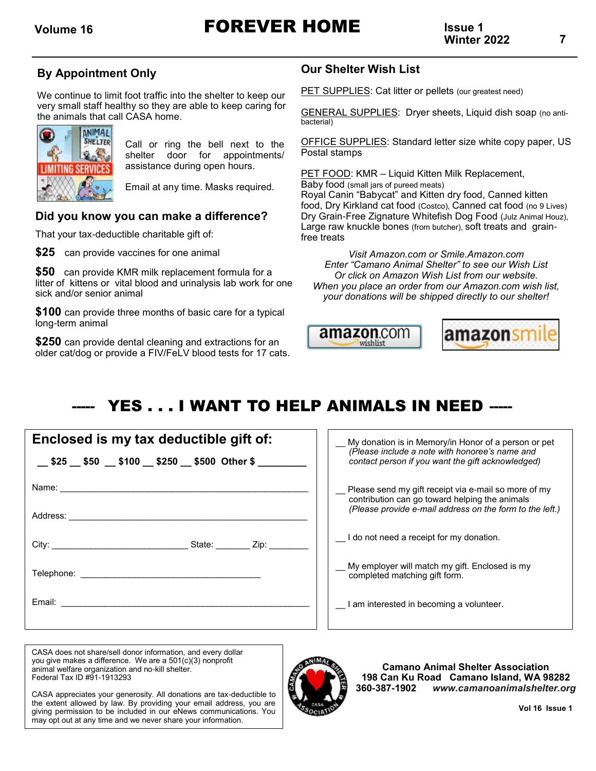## By Appointment Only

We continue to limit foot traffic into the shelter to keep our very small staff healthy so they are able to keep caring for the animals that call CASA home.

Call or ring the bell next to the shelter door for appointments/ assistance during open hours.

Email at any time. Masks required.

## Did you know you can make a difference?

That your tax-deductible charitable gift of:

**$25** can provide vaccines for one animal

**$50** can provide KMR milk replacement formula for a litter of kittens or vital blood and urinalysis lab work for one sick and/or senior animal

**$100** can provide three months of basic care for a typical long-term animal

**$250** can provide dental cleaning and extractions for an older cat/dog or provide a FIV/FeLV blood tests for 17 cats.

## Our Shelter Wish List

PET SUPPLIES: Cat litter or pellets (our greatest need)

GENERAL SUPPLIES: Dryer sheets, Liquid dish soap (no anti-bacterial)

OFFICE SUPPLIES: Standard letter size white copy paper, US Postal stamps

PET FOOD: KMR – Liquid Kitten Milk Replacement, Baby food (small jars of pureed meats)
Royal Canin "Babycat" and Kitten dry food, Canned kitten food, Dry Kirkland cat food (Costco), Canned cat food (no 9 Lives)
Dry Grain-Free Zignature Whitefish Dog Food (Julz Animal Houz), Large raw knuckle bones (from butcher), soft treats and grain-free treats

*Visit Amazon.com or Smile.Amazon.com*
*Enter "Camano Animal Shelter" to see our Wish List*
*Or click on Amazon Wish List from our website.*
*When you place an order from our Amazon.com wish list, your donations will be shipped directly to our shelter!*

amazon.com wishlist | amazonsmile

## ----- YES . . . I WANT TO HELP ANIMALS IN NEED -----

### Enclosed is my tax deductible gift of:

__ $25 __ $50 __ $100 __ $250 __ $500 Other $ ________

Name: ____________________________________________

Address: __________________________________________

City: __________________________ State: _______ Zip: ________

Telephone: ___________________________________

Email: ____________________________________________

__ My donation is in Memory/in Honor of a person or pet *(Please include a note with honoree's name and contact person if you want the gift acknowledged)*

__ Please send my gift receipt via e-mail so more of my contribution can go toward helping the animals *(Please provide e-mail address on the form to the left.)*

__ I do not need a receipt for my donation.

__ My employer will match my gift. Enclosed is my completed matching gift form.

__ I am interested in becoming a volunteer.

CASA does not share/sell donor information, and every dollar you give makes a difference. We are a 501(c)(3) nonprofit animal welfare organization and no-kill shelter.
Federal Tax ID #91-1913293

CASA appreciates your generosity. All donations are tax-deductible to the extent allowed by law. By providing your email address, you are giving permission to be included in our eNews communications. You may opt out at any time and we never share your information.

**Camano Animal Shelter Association**
**198 Can Ku Road Camano Island, WA 98282**
**360-387-1902** ***www.camanoanimalshelter.org***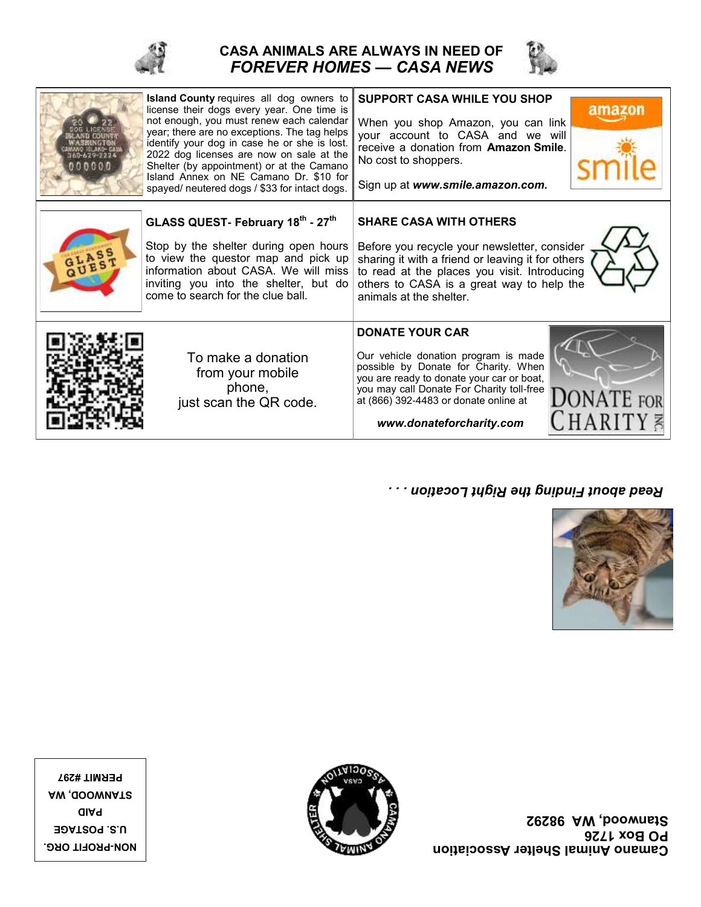# CASA ANIMALS ARE ALWAYS IN NEED OF *FOREVER HOMES — CASA NEWS*

**Island County** requires all dog owners to license their dogs every year. One time is not enough, you must renew each calendar year; there are no exceptions. The tag helps identify your dog in case he or she is lost. 2022 dog licenses are now on sale at the Shelter (by appointment) or at the Camano Island Annex on NE Camano Dr. $10 for spayed/ neutered dogs / $33 for intact dogs.

### SUPPORT CASA WHILE YOU SHOP

When you shop Amazon, you can link your account to CASA and we will receive a donation from **Amazon Smile**. No cost to shoppers.

Sign up at ***www.smile.amazon.com.***

### GLASS QUEST- February 18th - 27th

Stop by the shelter during open hours to view the questor map and pick up information about CASA. We will miss inviting you into the shelter, but do come to search for the clue ball.

### SHARE CASA WITH OTHERS

Before you recycle your newsletter, consider sharing it with a friend or leaving it for others to read at the places you visit. Introducing others to CASA is a great way to help the animals at the shelter.

To make a donation from your mobile phone, just scan the QR code.

### DONATE YOUR CAR

Our vehicle donation program is made possible by Donate for Charity. When you are ready to donate your car or boat, you may call Donate For Charity toll-free at (866) 392-4483 or donate online at

***www.donateforcharity.com***

***Read about Finding the Right Location . . .***

**Camano Animal Shelter Association**
**PO Box 1726**
**Stanwood, WA 98292**

NON-PROFIT ORG.
U.S. POSTAGE
PAID
STANWOOD, WA
PERMIT #297